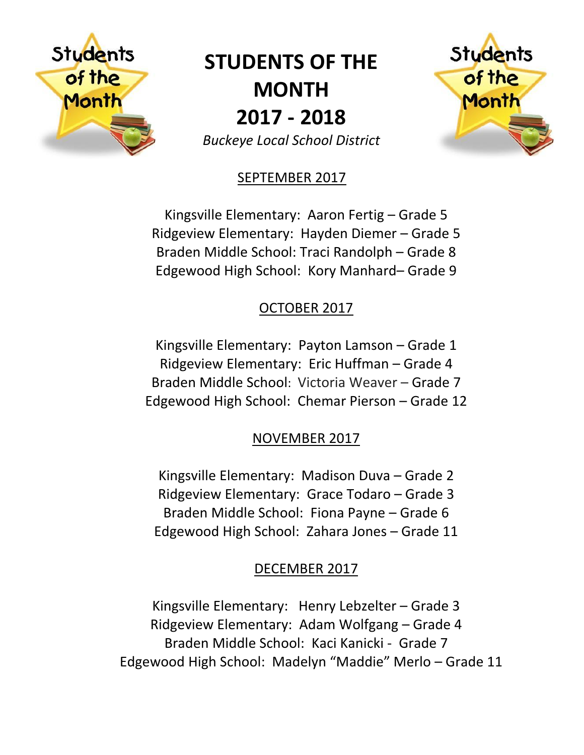# STUDENTS OF THE MONTH 2017 - 2018

*Buckeye Local School District*

## SEPTEMBER 2017

Kingsville Elementary: Aaron Fertig – Grade 5
Ridgeview Elementary: Hayden Diemer – Grade 5
Braden Middle School: Traci Randolph – Grade 8
Edgewood High School: Kory Manhard– Grade 9

## OCTOBER 2017

Kingsville Elementary: Payton Lamson – Grade 1
Ridgeview Elementary: Eric Huffman – Grade 4
Braden Middle School: Victoria Weaver – Grade 7
Edgewood High School: Chemar Pierson – Grade 12

## NOVEMBER 2017

Kingsville Elementary: Madison Duva – Grade 2
Ridgeview Elementary: Grace Todaro – Grade 3
Braden Middle School: Fiona Payne – Grade 6
Edgewood High School: Zahara Jones – Grade 11

## DECEMBER 2017

Kingsville Elementary: Henry Lebzelter – Grade 3
Ridgeview Elementary: Adam Wolfgang – Grade 4
Braden Middle School: Kaci Kanicki - Grade 7
Edgewood High School: Madelyn "Maddie" Merlo – Grade 11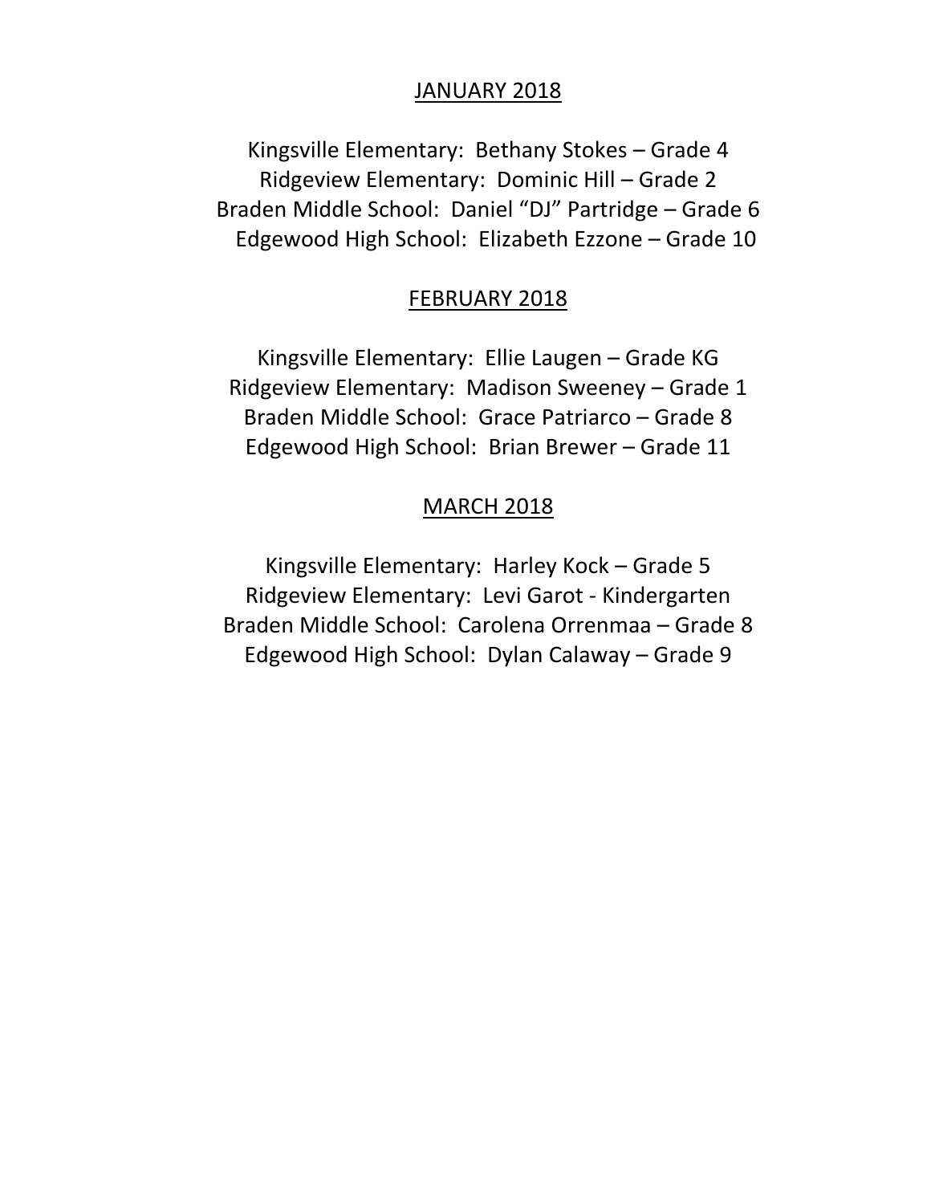## JANUARY 2018

Kingsville Elementary: Bethany Stokes – Grade 4
Ridgeview Elementary: Dominic Hill – Grade 2
Braden Middle School: Daniel "DJ" Partridge – Grade 6
Edgewood High School: Elizabeth Ezzone – Grade 10

## FEBRUARY 2018

Kingsville Elementary: Ellie Laugen – Grade KG
Ridgeview Elementary: Madison Sweeney – Grade 1
Braden Middle School: Grace Patriarco – Grade 8
Edgewood High School: Brian Brewer – Grade 11

## MARCH 2018

Kingsville Elementary: Harley Kock – Grade 5
Ridgeview Elementary: Levi Garot - Kindergarten
Braden Middle School: Carolena Orrenmaa – Grade 8
Edgewood High School: Dylan Calaway – Grade 9